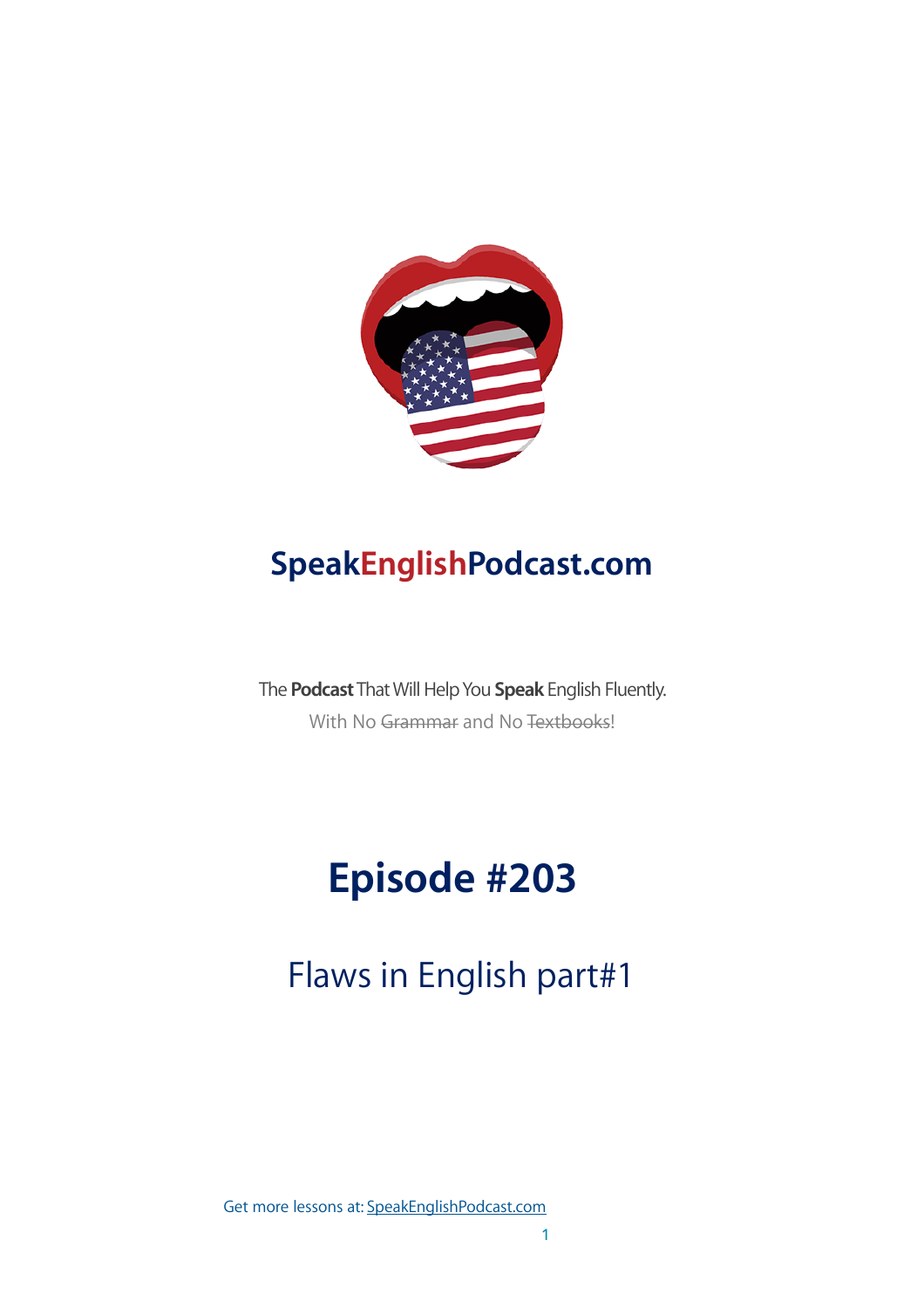# SpeakEnglishPodcast.com

The **Podcast** That Will Help You **Speak** English Fluently.

With No ~~Grammar~~ and No ~~Textbooks~~!

# Episode #203

## Flaws in English part#1

Get more lessons at: SpeakEnglishPodcast.com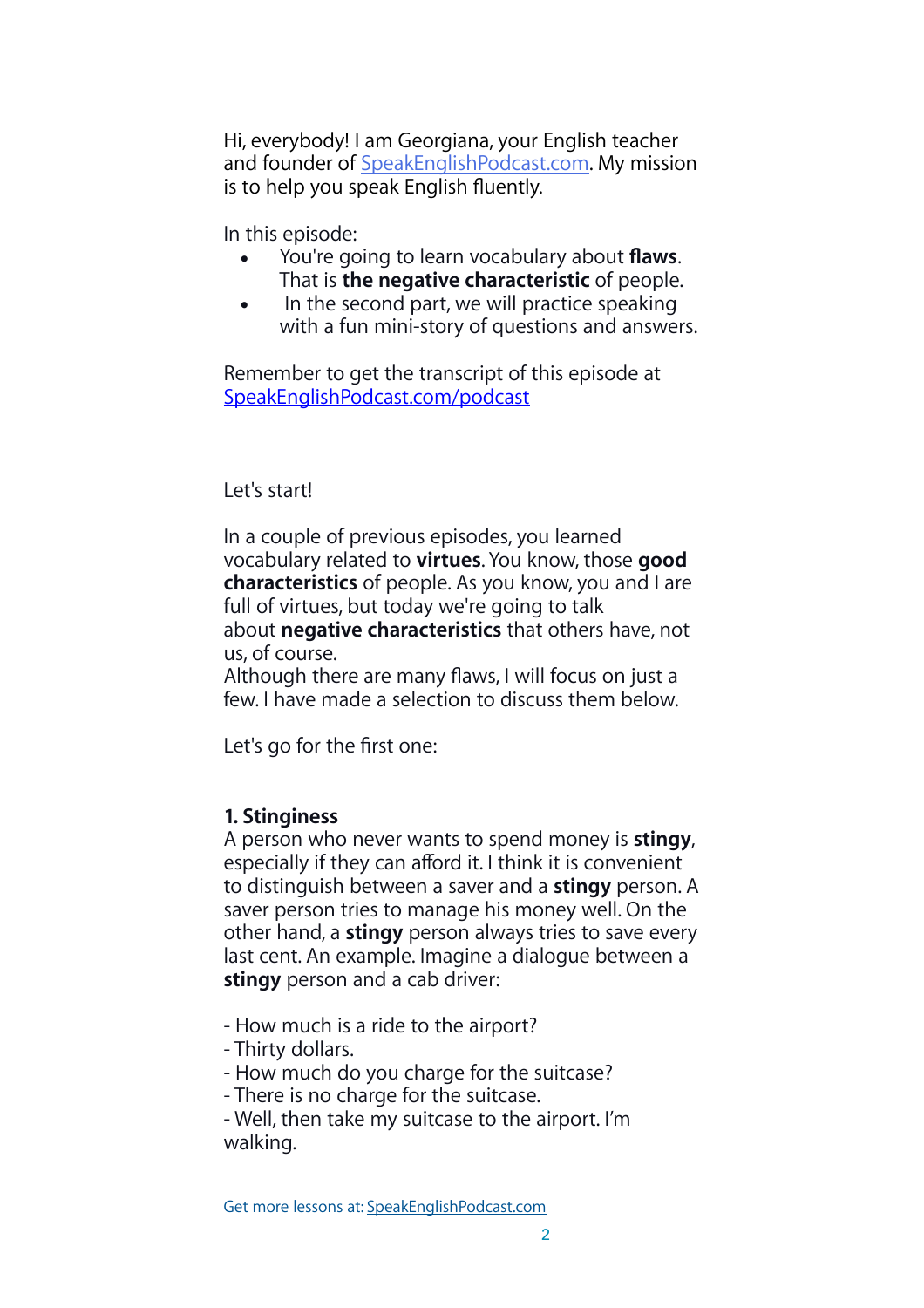Hi, everybody! I am Georgiana, your English teacher and founder of [SpeakEnglishPodcast.com](https://SpeakEnglishPodcast.com). My mission is to help you speak English fluently.

In this episode:

- You're going to learn vocabulary about **flaws**. That is **the negative characteristic** of people.
- In the second part, we will practice speaking with a fun mini-story of questions and answers.

Remember to get the transcript of this episode at [SpeakEnglishPodcast.com/podcast](https://SpeakEnglishPodcast.com/podcast)

Let's start!

In a couple of previous episodes, you learned vocabulary related to **virtues**. You know, those **good characteristics** of people. As you know, you and I are full of virtues, but today we're going to talk about **negative characteristics** that others have, not us, of course.
Although there are many flaws, I will focus on just a few. I have made a selection to discuss them below.

Let's go for the first one:

**1. Stinginess**
A person who never wants to spend money is **stingy**, especially if they can afford it. I think it is convenient to distinguish between a saver and a **stingy** person. A saver person tries to manage his money well. On the other hand, a **stingy** person always tries to save every last cent. An example. Imagine a dialogue between a **stingy** person and a cab driver:

- How much is a ride to the airport?
- Thirty dollars.
- How much do you charge for the suitcase?
- There is no charge for the suitcase.
- Well, then take my suitcase to the airport. I'm walking.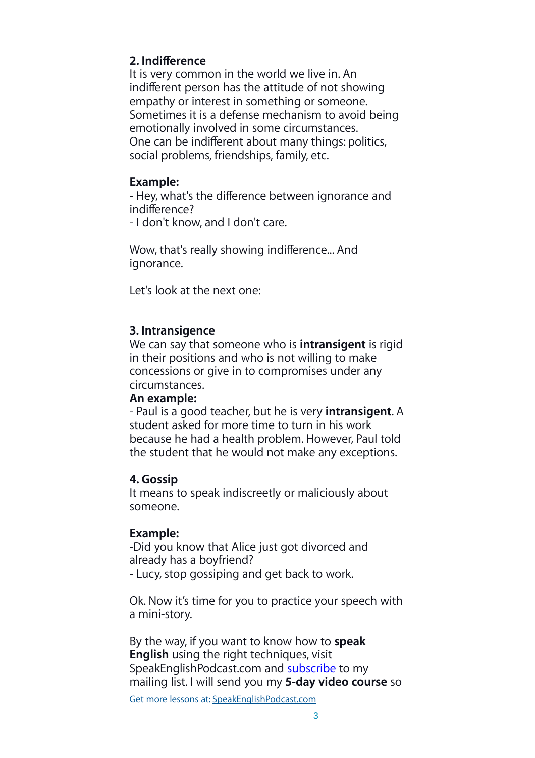**2. Indifference**

It is very common in the world we live in. An indifferent person has the attitude of not showing empathy or interest in something or someone. Sometimes it is a defense mechanism to avoid being emotionally involved in some circumstances. One can be indifferent about many things: politics, social problems, friendships, family, etc.

**Example:**

- Hey, what's the difference between ignorance and indifference?
- I don't know, and I don't care.

Wow, that's really showing indifference... And ignorance.

Let's look at the next one:

**3. Intransigence**

We can say that someone who is **intransigent** is rigid in their positions and who is not willing to make concessions or give in to compromises under any circumstances.

**An example:**

- Paul is a good teacher, but he is very **intransigent**. A student asked for more time to turn in his work because he had a health problem. However, Paul told the student that he would not make any exceptions.

**4. Gossip**

It means to speak indiscreetly or maliciously about someone.

**Example:**

-Did you know that Alice just got divorced and already has a boyfriend?
- Lucy, stop gossiping and get back to work.

Ok. Now it's time for you to practice your speech with a mini-story.

By the way, if you want to know how to **speak English** using the right techniques, visit SpeakEnglishPodcast.com and [subscribe]() to my mailing list. I will send you my **5-day video course** so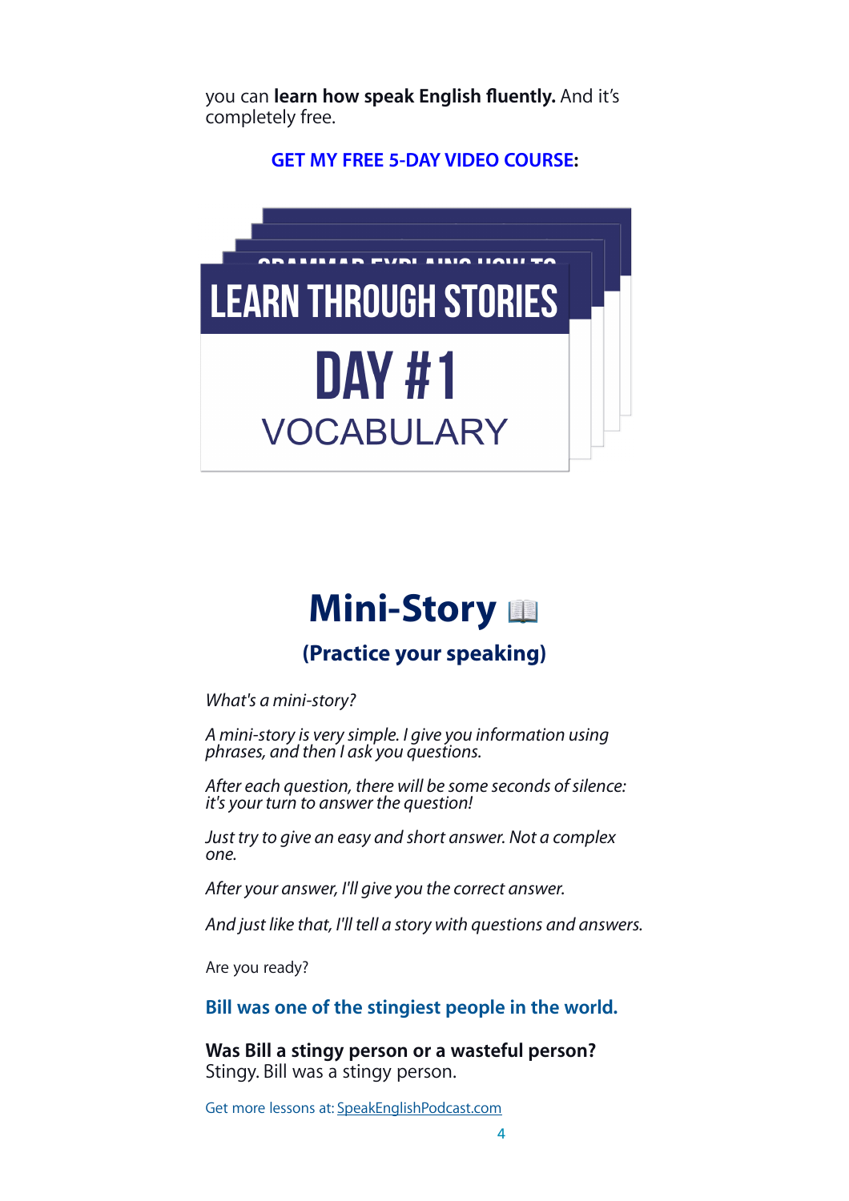you can **learn how speak English fluently.** And it's completely free.

**GET MY FREE 5-DAY VIDEO COURSE:**

LEARN THROUGH STORIES

DAY #1

VOCABULARY

# Mini-Story 📖

## (Practice your speaking)

*What's a mini-story?*

*A mini-story is very simple. I give you information using phrases, and then I ask you questions.*

*After each question, there will be some seconds of silence: it's your turn to answer the question!*

*Just try to give an easy and short answer. Not a complex one.*

*After your answer, I'll give you the correct answer.*

*And just like that, I'll tell a story with questions and answers.*

Are you ready?

**Bill was one of the stingiest people in the world.**

**Was Bill a stingy person or a wasteful person?**
Stingy. Bill was a stingy person.

Get more lessons at: SpeakEnglishPodcast.com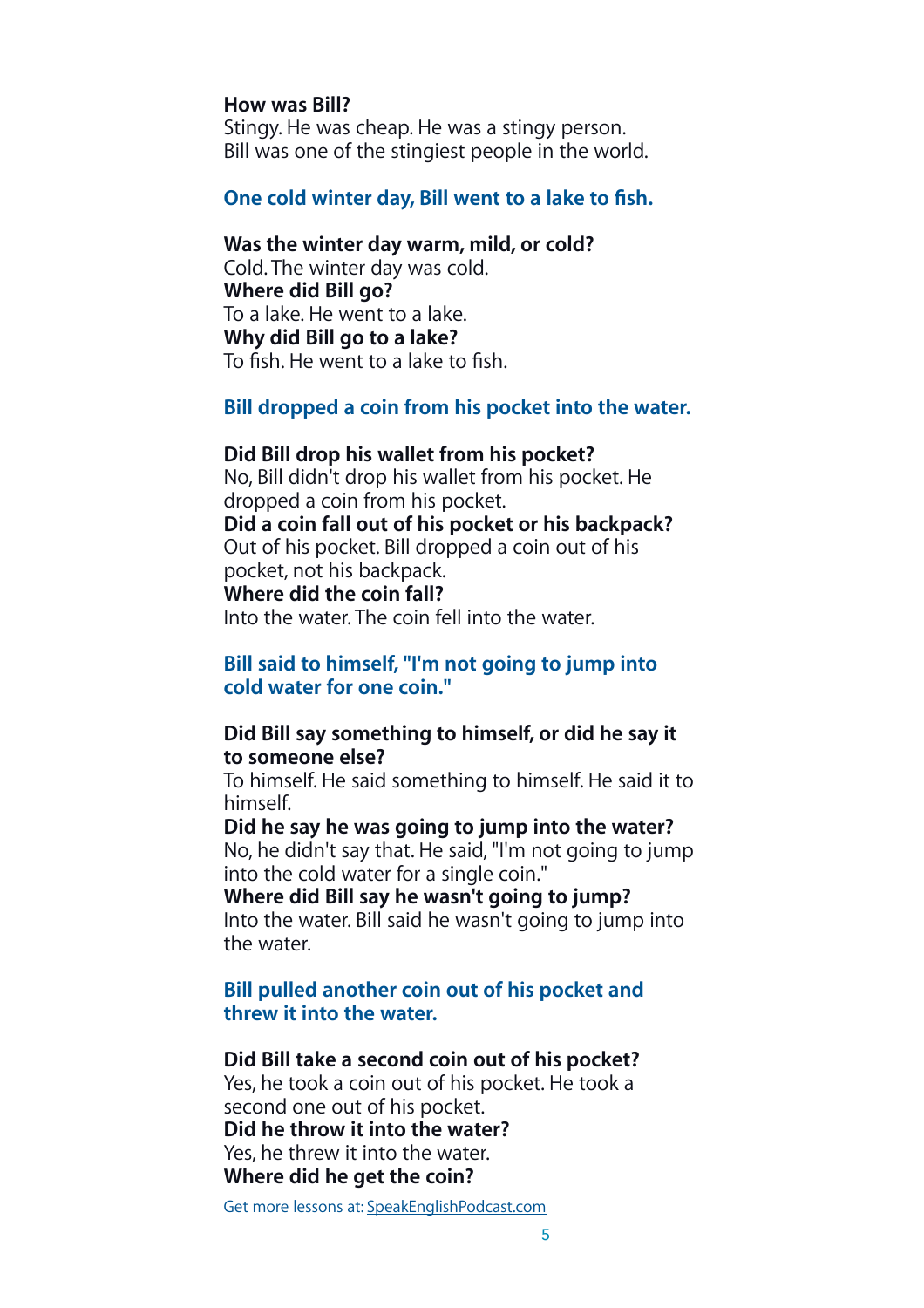**How was Bill?**
Stingy. He was cheap. He was a stingy person.
Bill was one of the stingiest people in the world.

**One cold winter day, Bill went to a lake to fish.**

**Was the winter day warm, mild, or cold?**
Cold. The winter day was cold.
**Where did Bill go?**
To a lake. He went to a lake.
**Why did Bill go to a lake?**
To fish. He went to a lake to fish.

**Bill dropped a coin from his pocket into the water.**

**Did Bill drop his wallet from his pocket?**
No, Bill didn't drop his wallet from his pocket. He dropped a coin from his pocket.
**Did a coin fall out of his pocket or his backpack?**
Out of his pocket. Bill dropped a coin out of his pocket, not his backpack.
**Where did the coin fall?**
Into the water. The coin fell into the water.

**Bill said to himself, "I'm not going to jump into cold water for one coin."**

**Did Bill say something to himself, or did he say it to someone else?**
To himself. He said something to himself. He said it to himself.
**Did he say he was going to jump into the water?**
No, he didn't say that. He said, "I'm not going to jump into the cold water for a single coin."
**Where did Bill say he wasn't going to jump?**
Into the water. Bill said he wasn't going to jump into the water.

**Bill pulled another coin out of his pocket and threw it into the water.**

**Did Bill take a second coin out of his pocket?**
Yes, he took a coin out of his pocket. He took a second one out of his pocket.
**Did he throw it into the water?**
Yes, he threw it into the water.
**Where did he get the coin?**

Get more lessons at: SpeakEnglishPodcast.com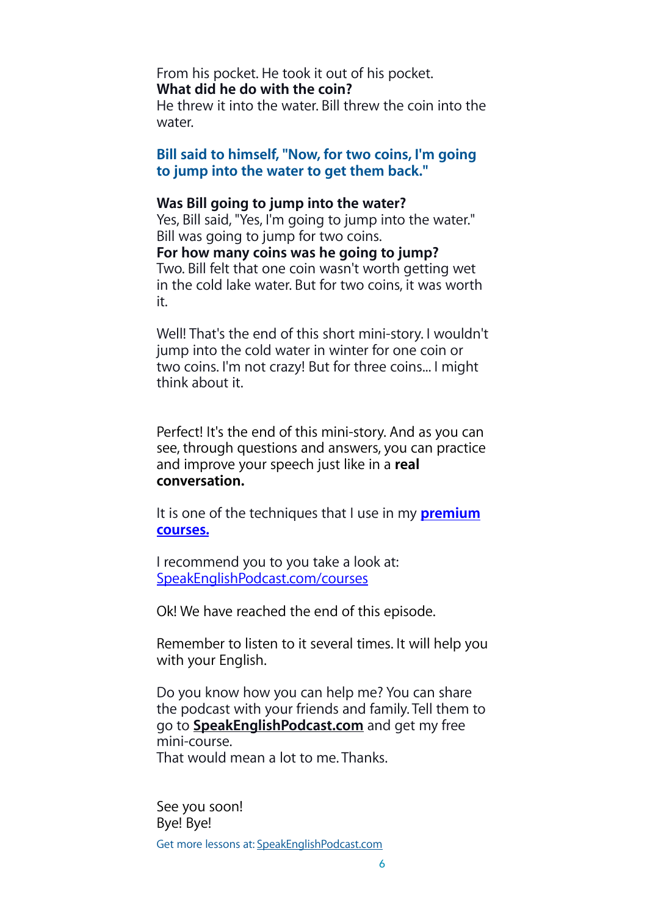From his pocket. He took it out of his pocket.
**What did he do with the coin?**
He threw it into the water. Bill threw the coin into the water.

**Bill said to himself, "Now, for two coins, I'm going to jump into the water to get them back."**

**Was Bill going to jump into the water?**
Yes, Bill said, "Yes, I'm going to jump into the water." Bill was going to jump for two coins.
**For how many coins was he going to jump?**
Two. Bill felt that one coin wasn't worth getting wet in the cold lake water. But for two coins, it was worth it.

Well! That's the end of this short mini-story. I wouldn't jump into the cold water in winter for one coin or two coins. I'm not crazy! But for three coins... I might think about it.

Perfect! It's the end of this mini-story. And as you can see, through questions and answers, you can practice and improve your speech just like in a **real conversation.**

It is one of the techniques that I use in my **premium courses.**

I recommend you to you take a look at: SpeakEnglishPodcast.com/courses

Ok! We have reached the end of this episode.

Remember to listen to it several times. It will help you with your English.

Do you know how you can help me? You can share the podcast with your friends and family. Tell them to go to **SpeakEnglishPodcast.com** and get my free mini-course.
That would mean a lot to me. Thanks.

See you soon!
Bye! Bye!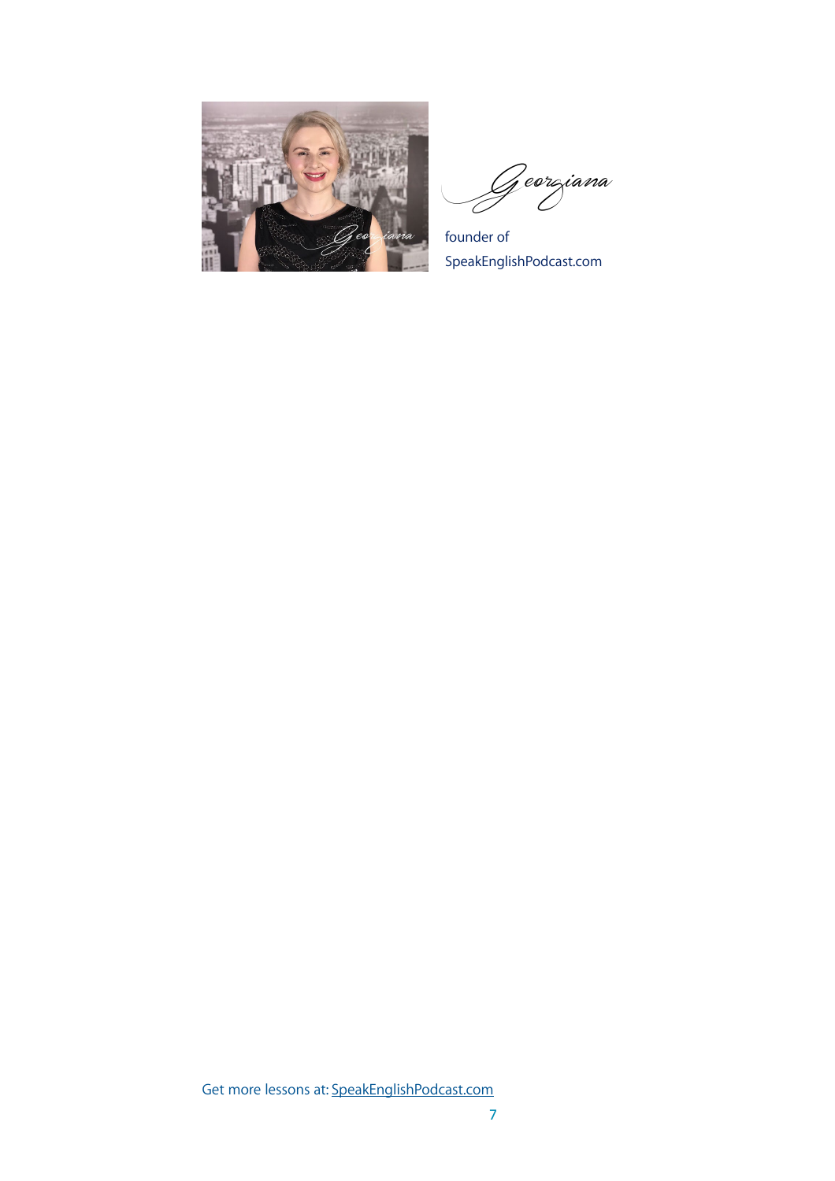Georgiana

founder of
SpeakEnglishPodcast.com

Get more lessons at: SpeakEnglishPodcast.com